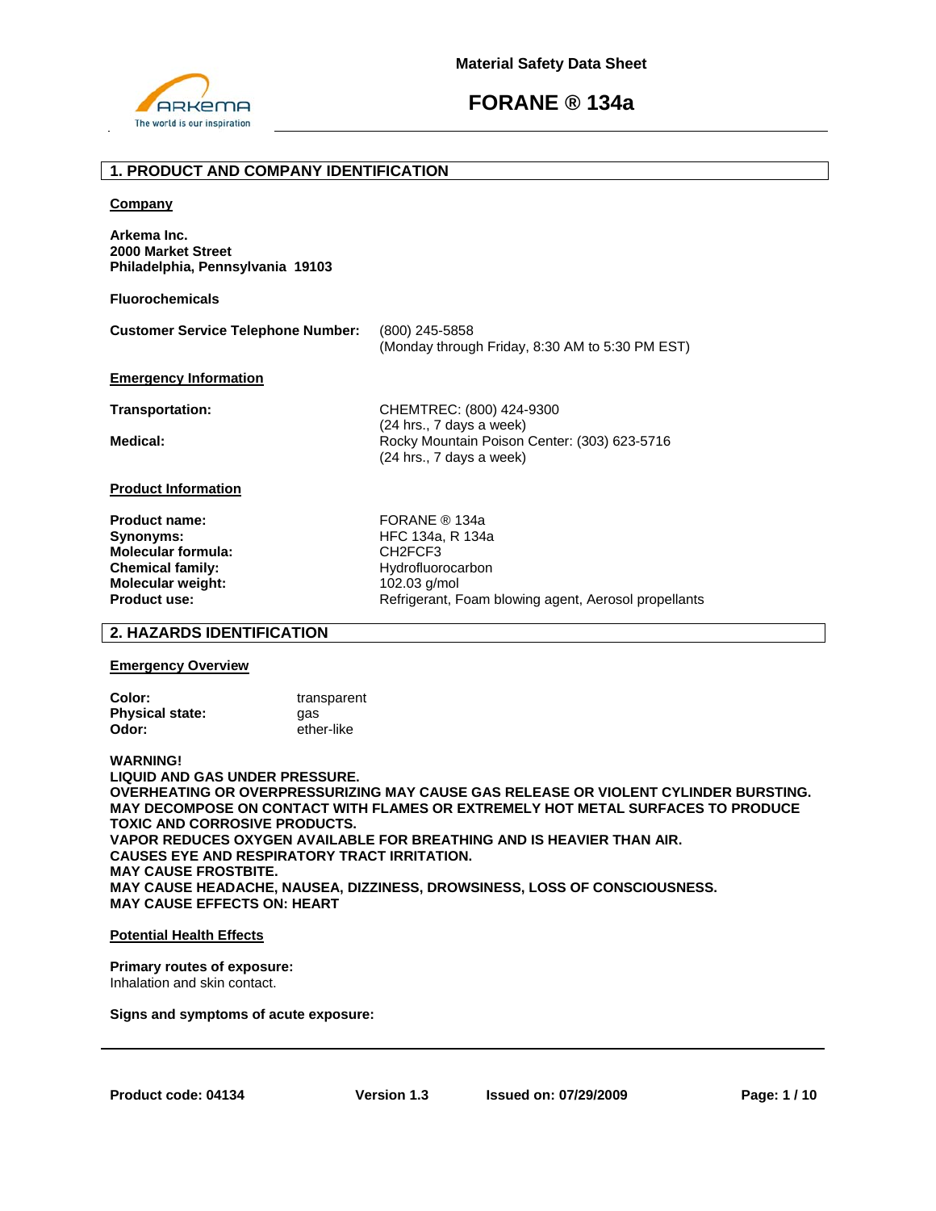Material Safety Data Sheet

# FORANE ® 134a

## 1. PRODUCT AND COMPANY IDENTIFICATION

**Company**

**Arkema Inc.**
**2000 Market Street**
**Philadelphia, Pennsylvania 19103**

**Fluorochemicals**

| | |
|---|---|
| **Customer Service Telephone Number:** | (800) 245-5858<br>(Monday through Friday, 8:30 AM to 5:30 PM EST) |

**Emergency Information**

| | |
|---|---|
| **Transportation:** | CHEMTREC: (800) 424-9300<br>(24 hrs., 7 days a week) |
| **Medical:** | Rocky Mountain Poison Center: (303) 623-5716<br>(24 hrs., 7 days a week) |

**Product Information**

| | |
|---|---|
| **Product name:** | FORANE ® 134a |
| **Synonyms:** | HFC 134a, R 134a |
| **Molecular formula:** | $CH_2FCF_3$ |
| **Chemical family:** | Hydrofluorocarbon |
| **Molecular weight:** | 102.03 g/mol |
| **Product use:** | Refrigerant, Foam blowing agent, Aerosol propellants |

## 2. HAZARDS IDENTIFICATION

**Emergency Overview**

| | |
|---|---|
| **Color:** | transparent |
| **Physical state:** | gas |
| **Odor:** | ether-like |

**WARNING!**
**LIQUID AND GAS UNDER PRESSURE.**
**OVERHEATING OR OVERPRESSURIZING MAY CAUSE GAS RELEASE OR VIOLENT CYLINDER BURSTING.**
**MAY DECOMPOSE ON CONTACT WITH FLAMES OR EXTREMELY HOT METAL SURFACES TO PRODUCE TOXIC AND CORROSIVE PRODUCTS.**
**VAPOR REDUCES OXYGEN AVAILABLE FOR BREATHING AND IS HEAVIER THAN AIR.**
**CAUSES EYE AND RESPIRATORY TRACT IRRITATION.**
**MAY CAUSE FROSTBITE.**
**MAY CAUSE HEADACHE, NAUSEA, DIZZINESS, DROWSINESS, LOSS OF CONSCIOUSNESS.**
**MAY CAUSE EFFECTS ON: HEART**

**Potential Health Effects**

**Primary routes of exposure:**
Inhalation and skin contact.

**Signs and symptoms of acute exposure:**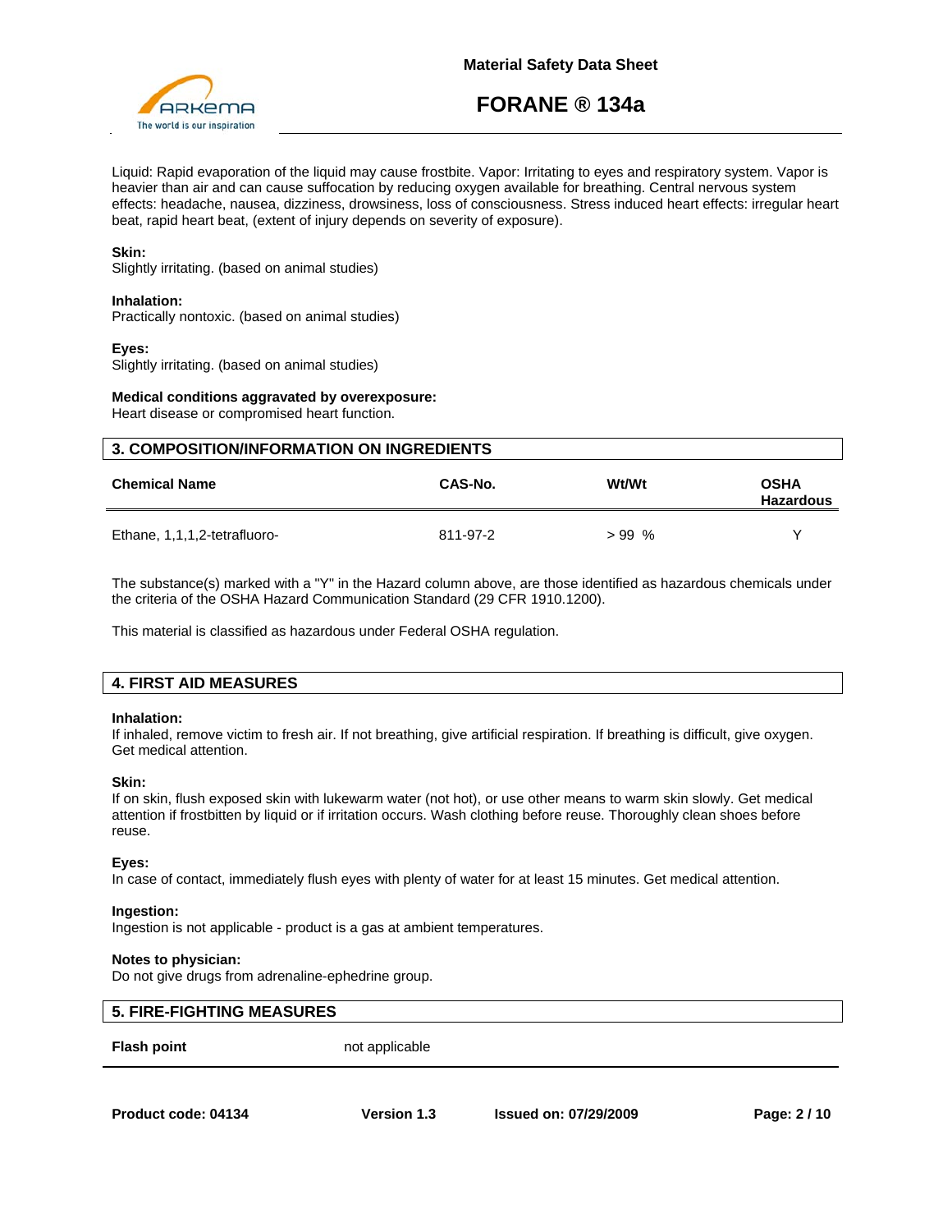Liquid: Rapid evaporation of the liquid may cause frostbite. Vapor: Irritating to eyes and respiratory system. Vapor is heavier than air and can cause suffocation by reducing oxygen available for breathing. Central nervous system effects: headache, nausea, dizziness, drowsiness, loss of consciousness. Stress induced heart effects: irregular heart beat, rapid heart beat, (extent of injury depends on severity of exposure).

**Skin:**
Slightly irritating. (based on animal studies)

**Inhalation:**
Practically nontoxic. (based on animal studies)

**Eyes:**
Slightly irritating. (based on animal studies)

**Medical conditions aggravated by overexposure:**
Heart disease or compromised heart function.

## 3. COMPOSITION/INFORMATION ON INGREDIENTS

| Chemical Name | CAS-No. | Wt/Wt | OSHA Hazardous |
|---|---|---|---|
| Ethane, 1,1,1,2-tetrafluoro- | 811-97-2 | > 99 % | Y |

The substance(s) marked with a "Y" in the Hazard column above, are those identified as hazardous chemicals under the criteria of the OSHA Hazard Communication Standard (29 CFR 1910.1200).

This material is classified as hazardous under Federal OSHA regulation.

## 4. FIRST AID MEASURES

**Inhalation:**
If inhaled, remove victim to fresh air. If not breathing, give artificial respiration. If breathing is difficult, give oxygen. Get medical attention.

**Skin:**
If on skin, flush exposed skin with lukewarm water (not hot), or use other means to warm skin slowly. Get medical attention if frostbitten by liquid or if irritation occurs. Wash clothing before reuse. Thoroughly clean shoes before reuse.

**Eyes:**
In case of contact, immediately flush eyes with plenty of water for at least 15 minutes. Get medical attention.

**Ingestion:**
Ingestion is not applicable - product is a gas at ambient temperatures.

**Notes to physician:**
Do not give drugs from adrenaline-ephedrine group.

## 5. FIRE-FIGHTING MEASURES

| | |
|---|---|
| **Flash point** | not applicable |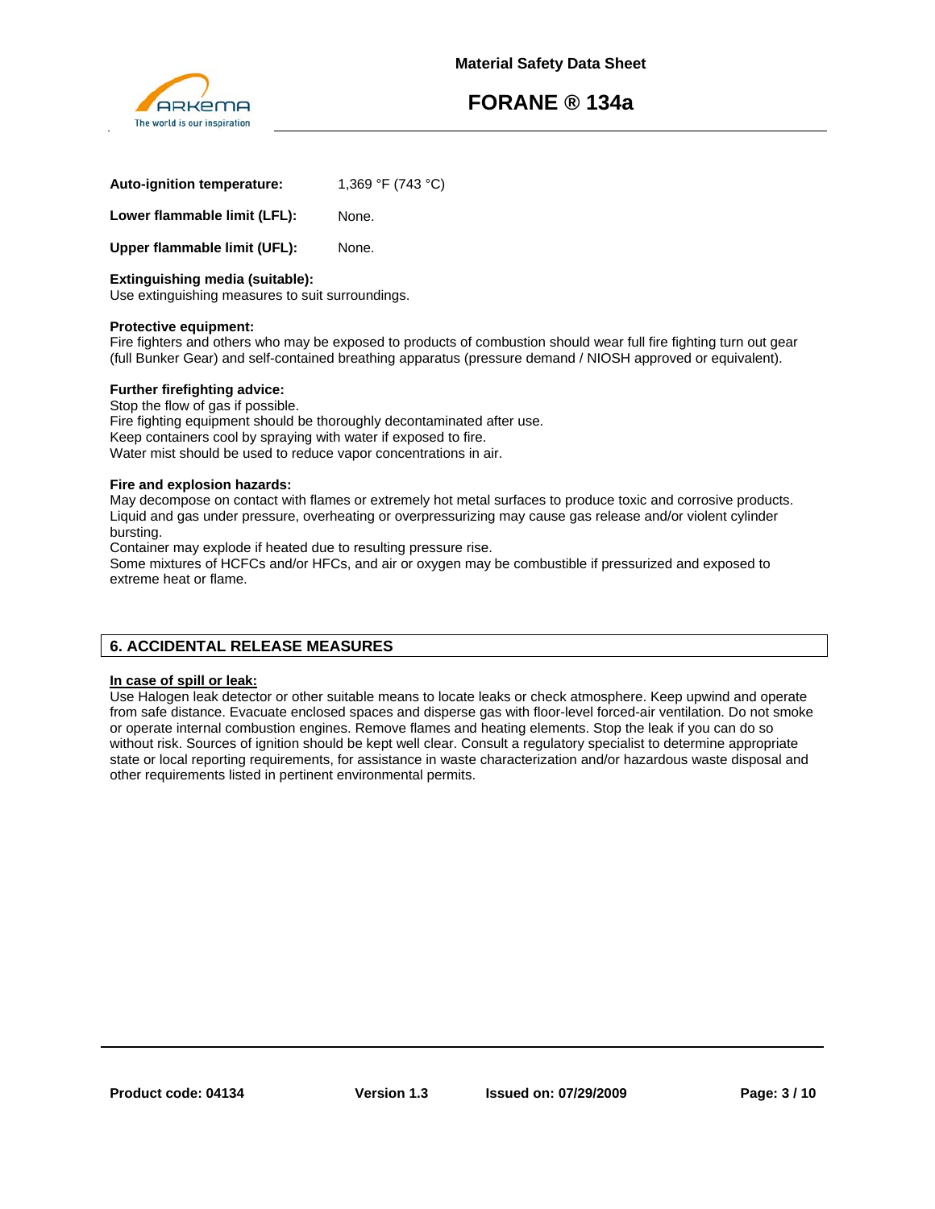**Auto-ignition temperature:** 1,369 °F (743 °C)

**Lower flammable limit (LFL):** None.

**Upper flammable limit (UFL):** None.

**Extinguishing media (suitable):**
Use extinguishing measures to suit surroundings.

**Protective equipment:**
Fire fighters and others who may be exposed to products of combustion should wear full fire fighting turn out gear (full Bunker Gear) and self-contained breathing apparatus (pressure demand / NIOSH approved or equivalent).

**Further firefighting advice:**
Stop the flow of gas if possible.
Fire fighting equipment should be thoroughly decontaminated after use.
Keep containers cool by spraying with water if exposed to fire.
Water mist should be used to reduce vapor concentrations in air.

**Fire and explosion hazards:**
May decompose on contact with flames or extremely hot metal surfaces to produce toxic and corrosive products.
Liquid and gas under pressure, overheating or overpressurizing may cause gas release and/or violent cylinder bursting.
Container may explode if heated due to resulting pressure rise.
Some mixtures of HCFCs and/or HFCs, and air or oxygen may be combustible if pressurized and exposed to extreme heat or flame.

## 6. ACCIDENTAL RELEASE MEASURES

**In case of spill or leak:**
Use Halogen leak detector or other suitable means to locate leaks or check atmosphere. Keep upwind and operate from safe distance. Evacuate enclosed spaces and disperse gas with floor-level forced-air ventilation. Do not smoke or operate internal combustion engines. Remove flames and heating elements. Stop the leak if you can do so without risk. Sources of ignition should be kept well clear. Consult a regulatory specialist to determine appropriate state or local reporting requirements, for assistance in waste characterization and/or hazardous waste disposal and other requirements listed in pertinent environmental permits.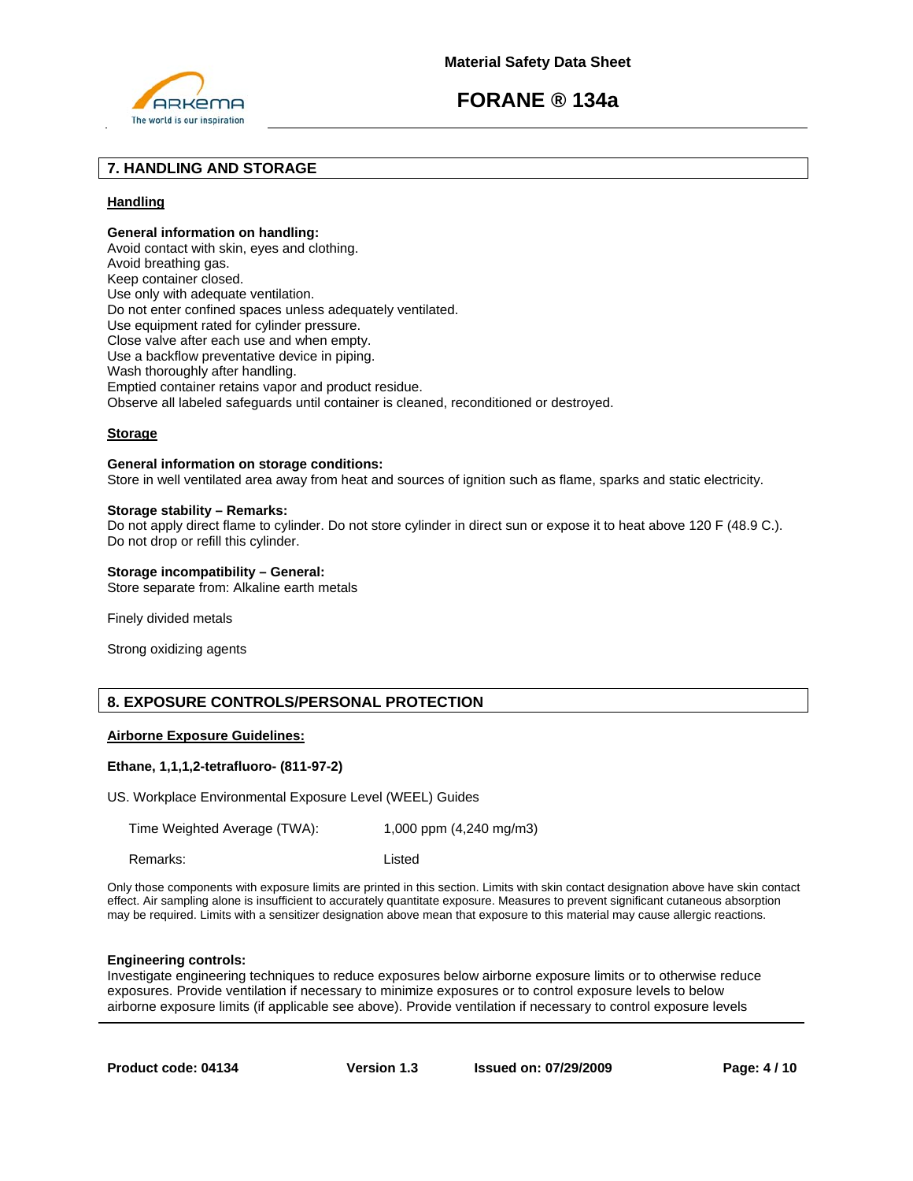## 7. HANDLING AND STORAGE

### Handling

**General information on handling:**
Avoid contact with skin, eyes and clothing.
Avoid breathing gas.
Keep container closed.
Use only with adequate ventilation.
Do not enter confined spaces unless adequately ventilated.
Use equipment rated for cylinder pressure.
Close valve after each use and when empty.
Use a backflow preventative device in piping.
Wash thoroughly after handling.
Emptied container retains vapor and product residue.
Observe all labeled safeguards until container is cleaned, reconditioned or destroyed.

### Storage

**General information on storage conditions:**
Store in well ventilated area away from heat and sources of ignition such as flame, sparks and static electricity.

**Storage stability – Remarks:**
Do not apply direct flame to cylinder. Do not store cylinder in direct sun or expose it to heat above 120 F (48.9 C.).
Do not drop or refill this cylinder.

**Storage incompatibility – General:**
Store separate from: Alkaline earth metals

Finely divided metals

Strong oxidizing agents

## 8. EXPOSURE CONTROLS/PERSONAL PROTECTION

### Airborne Exposure Guidelines:

**Ethane, 1,1,1,2-tetrafluoro- (811-97-2)**

US. Workplace Environmental Exposure Level (WEEL) Guides

| | |
|---|---|
| Time Weighted Average (TWA): | 1,000 ppm (4,240 mg/m3) |
| Remarks: | Listed |

Only those components with exposure limits are printed in this section. Limits with skin contact designation above have skin contact effect. Air sampling alone is insufficient to accurately quantitate exposure. Measures to prevent significant cutaneous absorption may be required. Limits with a sensitizer designation above mean that exposure to this material may cause allergic reactions.

**Engineering controls:**
Investigate engineering techniques to reduce exposures below airborne exposure limits or to otherwise reduce exposures. Provide ventilation if necessary to minimize exposures or to control exposure levels to below airborne exposure limits (if applicable see above). Provide ventilation if necessary to control exposure levels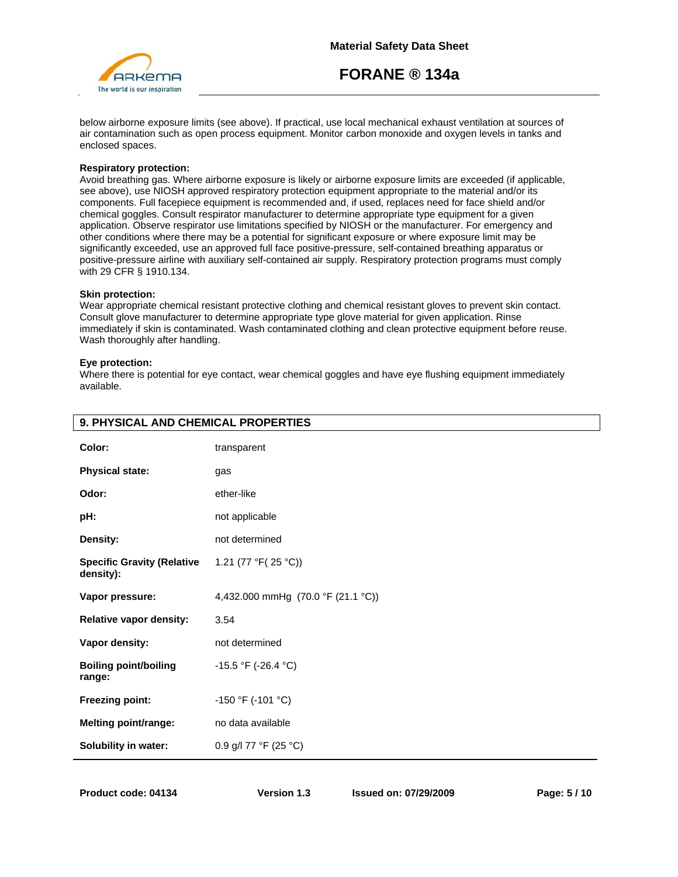below airborne exposure limits (see above). If practical, use local mechanical exhaust ventilation at sources of air contamination such as open process equipment. Monitor carbon monoxide and oxygen levels in tanks and enclosed spaces.

**Respiratory protection:**
Avoid breathing gas. Where airborne exposure is likely or airborne exposure limits are exceeded (if applicable, see above), use NIOSH approved respiratory protection equipment appropriate to the material and/or its components. Full facepiece equipment is recommended and, if used, replaces need for face shield and/or chemical goggles. Consult respirator manufacturer to determine appropriate type equipment for a given application. Observe respirator use limitations specified by NIOSH or the manufacturer. For emergency and other conditions where there may be a potential for significant exposure or where exposure limit may be significantly exceeded, use an approved full face positive-pressure, self-contained breathing apparatus or positive-pressure airline with auxiliary self-contained air supply. Respiratory protection programs must comply with 29 CFR § 1910.134.

**Skin protection:**
Wear appropriate chemical resistant protective clothing and chemical resistant gloves to prevent skin contact. Consult glove manufacturer to determine appropriate type glove material for given application. Rinse immediately if skin is contaminated. Wash contaminated clothing and clean protective equipment before reuse. Wash thoroughly after handling.

**Eye protection:**
Where there is potential for eye contact, wear chemical goggles and have eye flushing equipment immediately available.

## 9. PHYSICAL AND CHEMICAL PROPERTIES

| | |
|---|---|
| **Color:** | transparent |
| **Physical state:** | gas |
| **Odor:** | ether-like |
| **pH:** | not applicable |
| **Density:** | not determined |
| **Specific Gravity (Relative density):** | 1.21 (77 °F( 25 °C)) |
| **Vapor pressure:** | 4,432.000 mmHg (70.0 °F (21.1 °C)) |
| **Relative vapor density:** | 3.54 |
| **Vapor density:** | not determined |
| **Boiling point/boiling range:** | -15.5 °F (-26.4 °C) |
| **Freezing point:** | -150 °F (-101 °C) |
| **Melting point/range:** | no data available |
| **Solubility in water:** | 0.9 g/l 77 °F (25 °C) |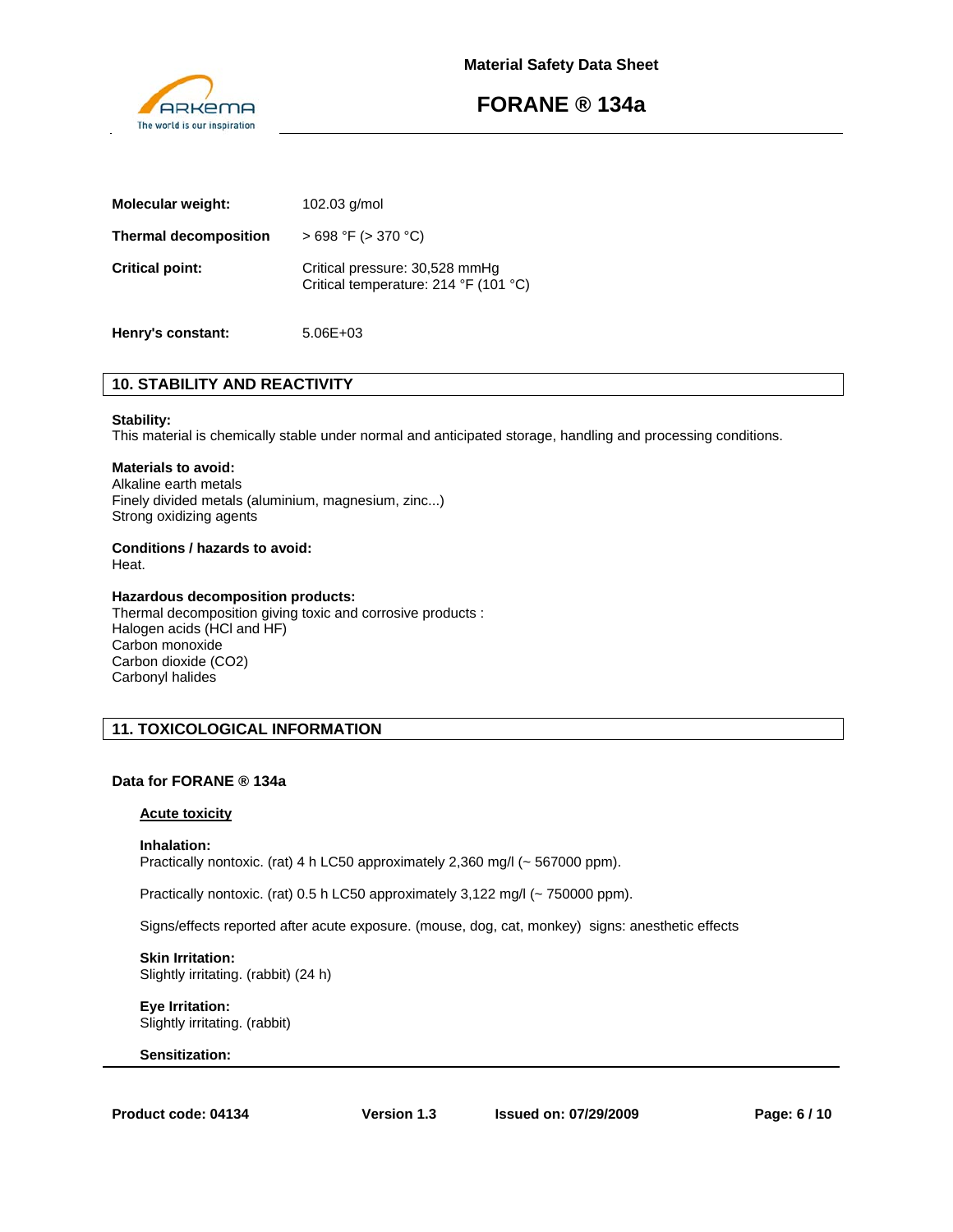| | |
|---|---|
| **Molecular weight:** | 102.03 g/mol |
| **Thermal decomposition** | > 698 °F (> 370 °C) |
| **Critical point:** | Critical pressure: 30,528 mmHg<br>Critical temperature: 214 °F (101 °C) |
| **Henry's constant:** | 5.06E+03 |

## 10. STABILITY AND REACTIVITY

**Stability:**
This material is chemically stable under normal and anticipated storage, handling and processing conditions.

**Materials to avoid:**
Alkaline earth metals
Finely divided metals (aluminium, magnesium, zinc...)
Strong oxidizing agents

**Conditions / hazards to avoid:**
Heat.

**Hazardous decomposition products:**
Thermal decomposition giving toxic and corrosive products :
Halogen acids (HCl and HF)
Carbon monoxide
Carbon dioxide ($CO_2$)
Carbonyl halides

## 11. TOXICOLOGICAL INFORMATION

### Data for FORANE ® 134a

**Acute toxicity**

**Inhalation:**
Practically nontoxic. (rat) 4 h LC50 approximately 2,360 mg/l (~ 567000 ppm).

Practically nontoxic. (rat) 0.5 h LC50 approximately 3,122 mg/l (~ 750000 ppm).

Signs/effects reported after acute exposure. (mouse, dog, cat, monkey) signs: anesthetic effects

**Skin Irritation:**
Slightly irritating. (rabbit) (24 h)

**Eye Irritation:**
Slightly irritating. (rabbit)

**Sensitization:**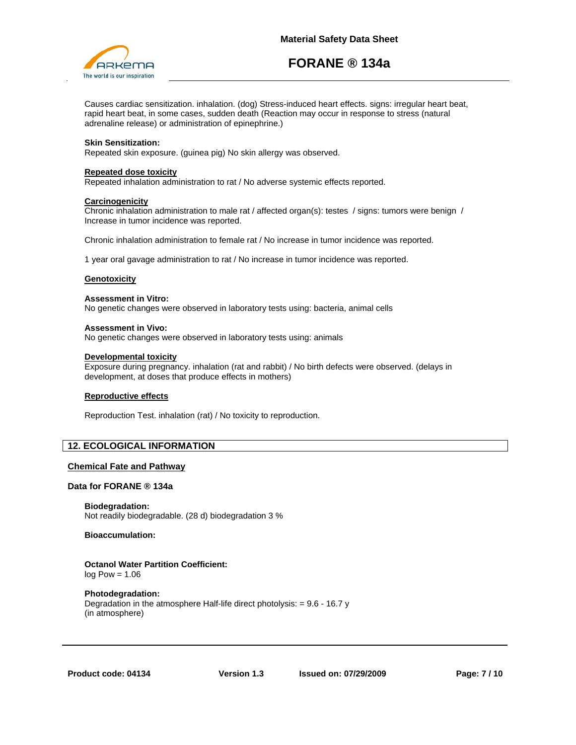Causes cardiac sensitization. inhalation. (dog) Stress-induced heart effects. signs: irregular heart beat, rapid heart beat, in some cases, sudden death (Reaction may occur in response to stress (natural adrenaline release) or administration of epinephrine.)

**Skin Sensitization:**
Repeated skin exposure. (guinea pig) No skin allergy was observed.

**Repeated dose toxicity**
Repeated inhalation administration to rat / No adverse systemic effects reported.

**Carcinogenicity**
Chronic inhalation administration to male rat / affected organ(s): testes / signs: tumors were benign / Increase in tumor incidence was reported.

Chronic inhalation administration to female rat / No increase in tumor incidence was reported.

1 year oral gavage administration to rat / No increase in tumor incidence was reported.

**Genotoxicity**

**Assessment in Vitro:**
No genetic changes were observed in laboratory tests using: bacteria, animal cells

**Assessment in Vivo:**
No genetic changes were observed in laboratory tests using: animals

**Developmental toxicity**
Exposure during pregnancy. inhalation (rat and rabbit) / No birth defects were observed. (delays in development, at doses that produce effects in mothers)

**Reproductive effects**

Reproduction Test. inhalation (rat) / No toxicity to reproduction.

## 12. ECOLOGICAL INFORMATION

### Chemical Fate and Pathway

**Data for FORANE ® 134a**

**Biodegradation:**
Not readily biodegradable. (28 d) biodegradation 3 %

**Bioaccumulation:**

**Octanol Water Partition Coefficient:**
log Pow = 1.06

**Photodegradation:**
Degradation in the atmosphere Half-life direct photolysis: = 9.6 - 16.7 y (in atmosphere)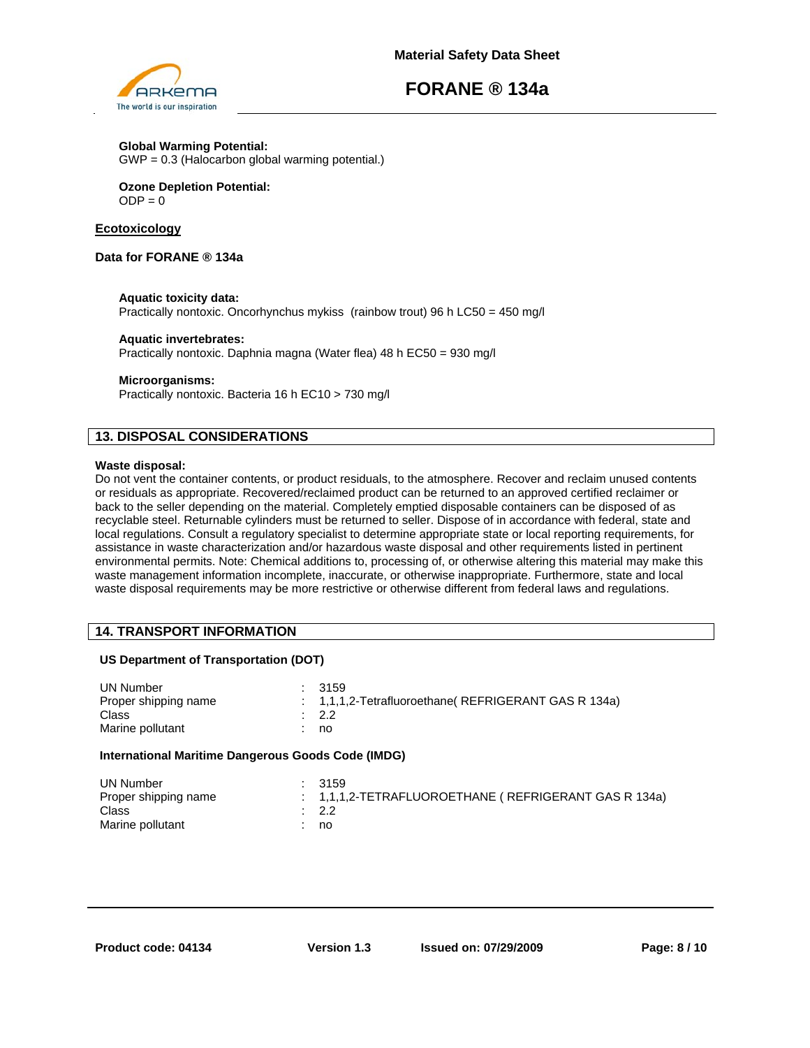**Global Warming Potential:**
GWP = 0.3 (Halocarbon global warming potential.)

**Ozone Depletion Potential:**
ODP = 0

## Ecotoxicology

**Data for FORANE ® 134a**

**Aquatic toxicity data:**
Practically nontoxic. Oncorhynchus mykiss (rainbow trout) 96 h LC50 = 450 mg/l

**Aquatic invertebrates:**
Practically nontoxic. Daphnia magna (Water flea) 48 h EC50 = 930 mg/l

**Microorganisms:**
Practically nontoxic. Bacteria 16 h EC10 > 730 mg/l

## 13. DISPOSAL CONSIDERATIONS

**Waste disposal:**
Do not vent the container contents, or product residuals, to the atmosphere. Recover and reclaim unused contents or residuals as appropriate. Recovered/reclaimed product can be returned to an approved certified reclaimer or back to the seller depending on the material. Completely emptied disposable containers can be disposed of as recyclable steel. Returnable cylinders must be returned to seller. Dispose of in accordance with federal, state and local regulations. Consult a regulatory specialist to determine appropriate state or local reporting requirements, for assistance in waste characterization and/or hazardous waste disposal and other requirements listed in pertinent environmental permits. Note: Chemical additions to, processing of, or otherwise altering this material may make this waste management information incomplete, inaccurate, or otherwise inappropriate. Furthermore, state and local waste disposal requirements may be more restrictive or otherwise different from federal laws and regulations.

## 14. TRANSPORT INFORMATION

**US Department of Transportation (DOT)**

| | |
|---|---|
| UN Number | : 3159 |
| Proper shipping name | : 1,1,1,2-Tetrafluoroethane( REFRIGERANT GAS R 134a) |
| Class | : 2.2 |
| Marine pollutant | : no |

**International Maritime Dangerous Goods Code (IMDG)**

| | |
|---|---|
| UN Number | : 3159 |
| Proper shipping name | : 1,1,1,2-TETRAFLUOROETHANE ( REFRIGERANT GAS R 134a) |
| Class | : 2.2 |
| Marine pollutant | : no |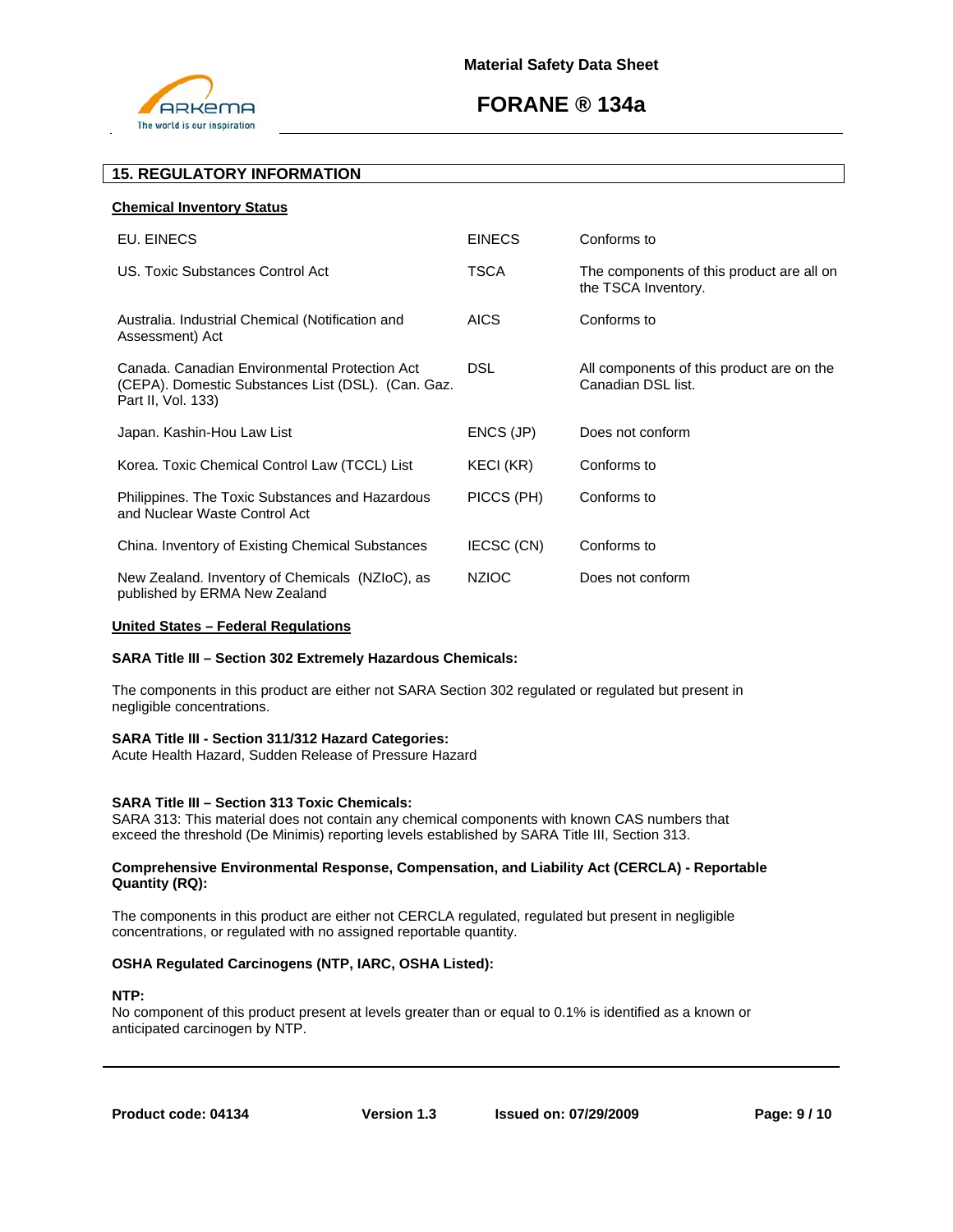## 15. REGULATORY INFORMATION

### Chemical Inventory Status

| | | |
|---|---|---|
| EU. EINECS | EINECS | Conforms to |
| US. Toxic Substances Control Act | TSCA | The components of this product are all on the TSCA Inventory. |
| Australia. Industrial Chemical (Notification and Assessment) Act | AICS | Conforms to |
| Canada. Canadian Environmental Protection Act (CEPA). Domestic Substances List (DSL). (Can. Gaz. Part II, Vol. 133) | DSL | All components of this product are on the Canadian DSL list. |
| Japan. Kashin-Hou Law List | ENCS (JP) | Does not conform |
| Korea. Toxic Chemical Control Law (TCCL) List | KECI (KR) | Conforms to |
| Philippines. The Toxic Substances and Hazardous and Nuclear Waste Control Act | PICCS (PH) | Conforms to |
| China. Inventory of Existing Chemical Substances | IECSC (CN) | Conforms to |
| New Zealand. Inventory of Chemicals (NZIoC), as published by ERMA New Zealand | NZIOC | Does not conform |

### United States – Federal Regulations

**SARA Title III – Section 302 Extremely Hazardous Chemicals:**

The components in this product are either not SARA Section 302 regulated or regulated but present in negligible concentrations.

**SARA Title III - Section 311/312 Hazard Categories:**
Acute Health Hazard, Sudden Release of Pressure Hazard

**SARA Title III – Section 313 Toxic Chemicals:**
SARA 313: This material does not contain any chemical components with known CAS numbers that exceed the threshold (De Minimis) reporting levels established by SARA Title III, Section 313.

**Comprehensive Environmental Response, Compensation, and Liability Act (CERCLA) - Reportable Quantity (RQ):**

The components in this product are either not CERCLA regulated, regulated but present in negligible concentrations, or regulated with no assigned reportable quantity.

**OSHA Regulated Carcinogens (NTP, IARC, OSHA Listed):**

**NTP:**
No component of this product present at levels greater than or equal to 0.1% is identified as a known or anticipated carcinogen by NTP.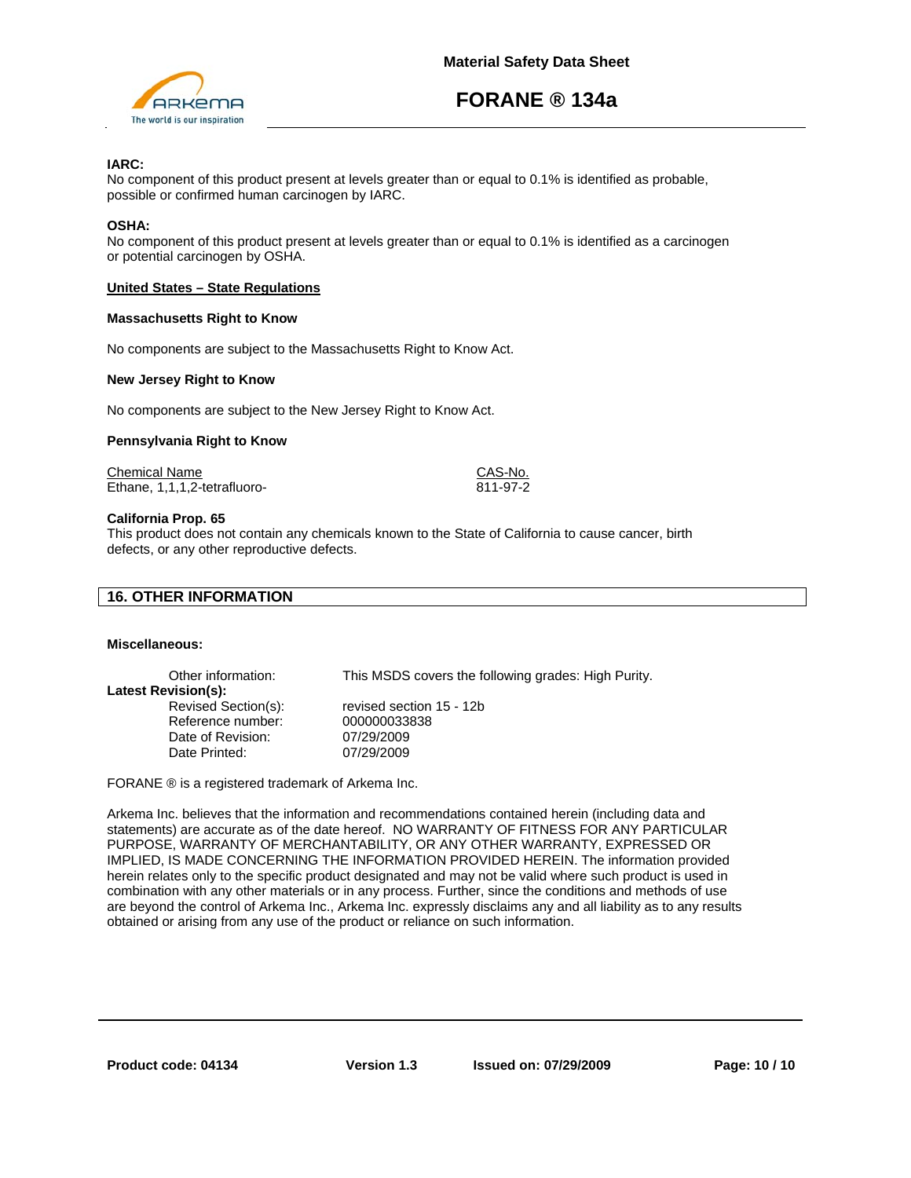**IARC:**
No component of this product present at levels greater than or equal to 0.1% is identified as probable, possible or confirmed human carcinogen by IARC.

**OSHA:**
No component of this product present at levels greater than or equal to 0.1% is identified as a carcinogen or potential carcinogen by OSHA.

**United States – State Regulations**

**Massachusetts Right to Know**

No components are subject to the Massachusetts Right to Know Act.

**New Jersey Right to Know**

No components are subject to the New Jersey Right to Know Act.

**Pennsylvania Right to Know**

| Chemical Name | CAS-No. |
| --- | --- |
| Ethane, 1,1,1,2-tetrafluoro- | 811-97-2 |

**California Prop. 65**
This product does not contain any chemicals known to the State of California to cause cancer, birth defects, or any other reproductive defects.

## 16. OTHER INFORMATION

**Miscellaneous:**

| | |
| --- | --- |
| Other information: | This MSDS covers the following grades: High Purity. |
| **Latest Revision(s):** | |
| Revised Section(s): | revised section 15 - 12b |
| Reference number: | 000000033838 |
| Date of Revision: | 07/29/2009 |
| Date Printed: | 07/29/2009 |

FORANE ® is a registered trademark of Arkema Inc.

Arkema Inc. believes that the information and recommendations contained herein (including data and statements) are accurate as of the date hereof. NO WARRANTY OF FITNESS FOR ANY PARTICULAR PURPOSE, WARRANTY OF MERCHANTABILITY, OR ANY OTHER WARRANTY, EXPRESSED OR IMPLIED, IS MADE CONCERNING THE INFORMATION PROVIDED HEREIN. The information provided herein relates only to the specific product designated and may not be valid where such product is used in combination with any other materials or in any process. Further, since the conditions and methods of use are beyond the control of Arkema Inc., Arkema Inc. expressly disclaims any and all liability as to any results obtained or arising from any use of the product or reliance on such information.